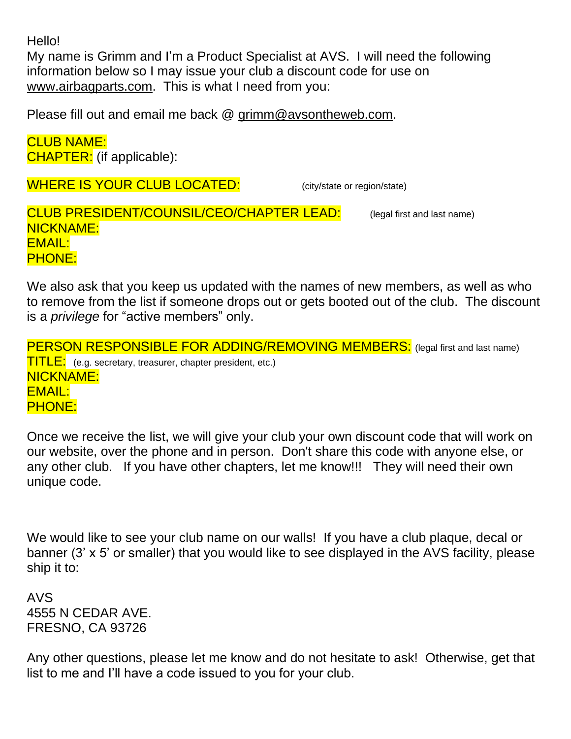Hello!
My name is Grimm and I'm a Product Specialist at AVS. I will need the following information below so I may issue your club a discount code for use on www.airbagparts.com. This is what I need from you:

Please fill out and email me back @ grimm@avsontheweb.com.

CLUB NAME:
CHAPTER: (if applicable):

WHERE IS YOUR CLUB LOCATED: (city/state or region/state)

CLUB PRESIDENT/COUNSIL/CEO/CHAPTER LEAD: (legal first and last name)
NICKNAME:
EMAIL:
PHONE:

We also ask that you keep us updated with the names of new members, as well as who to remove from the list if someone drops out or gets booted out of the club. The discount is a *privilege* for "active members" only.

PERSON RESPONSIBLE FOR ADDING/REMOVING MEMBERS: (legal first and last name)
TITLE: (e.g. secretary, treasurer, chapter president, etc.)
NICKNAME:
EMAIL:
PHONE:

Once we receive the list, we will give your club your own discount code that will work on our website, over the phone and in person. Don't share this code with anyone else, or any other club. If you have other chapters, let me know!!! They will need their own unique code.

We would like to see your club name on our walls! If you have a club plaque, decal or banner (3' x 5' or smaller) that you would like to see displayed in the AVS facility, please ship it to:

AVS
4555 N CEDAR AVE.
FRESNO, CA 93726

Any other questions, please let me know and do not hesitate to ask! Otherwise, get that list to me and I'll have a code issued to you for your club.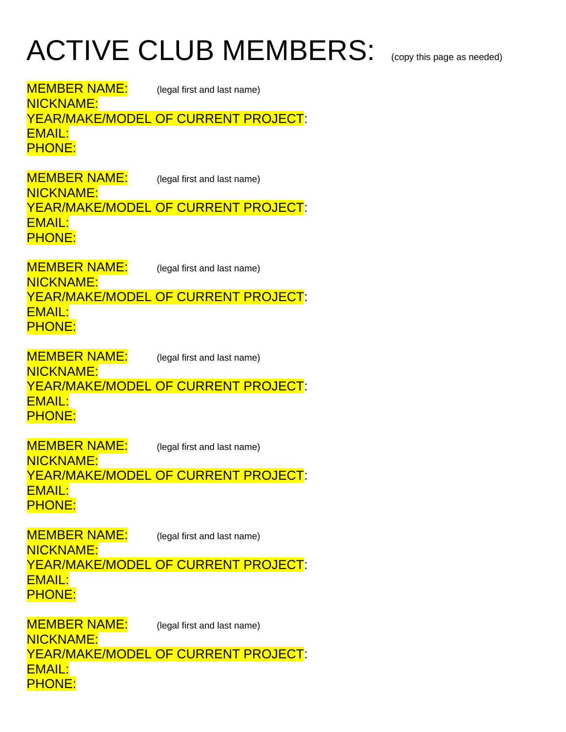# ACTIVE CLUB MEMBERS: (copy this page as needed)

MEMBER NAME: (legal first and last name)
NICKNAME:
YEAR/MAKE/MODEL OF CURRENT PROJECT:
EMAIL:
PHONE:

MEMBER NAME: (legal first and last name)
NICKNAME:
YEAR/MAKE/MODEL OF CURRENT PROJECT:
EMAIL:
PHONE:

MEMBER NAME: (legal first and last name)
NICKNAME:
YEAR/MAKE/MODEL OF CURRENT PROJECT:
EMAIL:
PHONE:

MEMBER NAME: (legal first and last name)
NICKNAME:
YEAR/MAKE/MODEL OF CURRENT PROJECT:
EMAIL:
PHONE:

MEMBER NAME: (legal first and last name)
NICKNAME:
YEAR/MAKE/MODEL OF CURRENT PROJECT:
EMAIL:
PHONE:

MEMBER NAME: (legal first and last name)
NICKNAME:
YEAR/MAKE/MODEL OF CURRENT PROJECT:
EMAIL:
PHONE:

MEMBER NAME: (legal first and last name)
NICKNAME:
YEAR/MAKE/MODEL OF CURRENT PROJECT:
EMAIL:
PHONE: